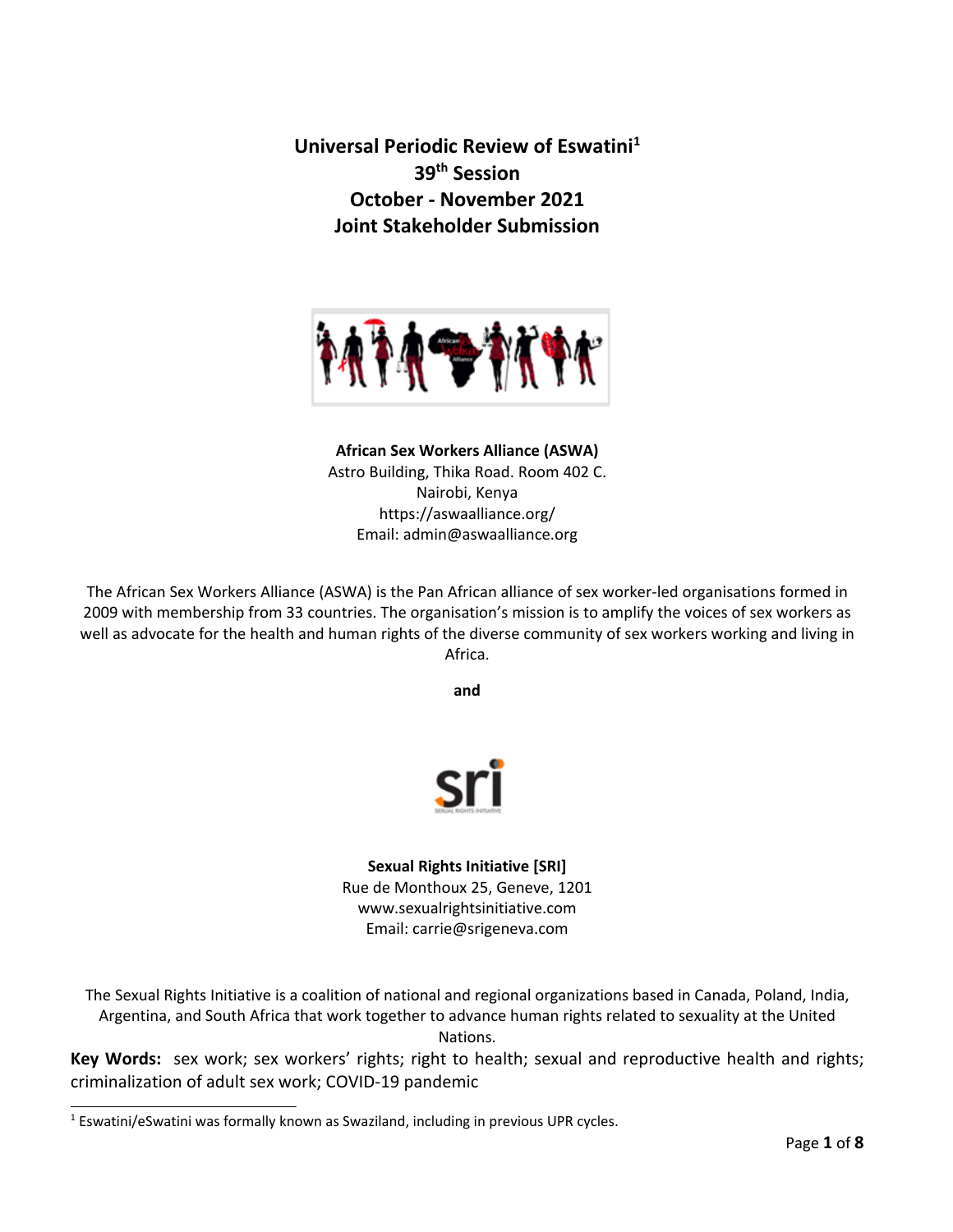# Universal Periodic Review of Eswatini[1]

## 39th Session

## October - November 2021

## Joint Stakeholder Submission

**African Sex Workers Alliance (ASWA)**
Astro Building, Thika Road. Room 402 C.
Nairobi, Kenya
https://aswaalliance.org/
Email: admin@aswaalliance.org

The African Sex Workers Alliance (ASWA) is the Pan African alliance of sex worker-led organisations formed in 2009 with membership from 33 countries. The organisation's mission is to amplify the voices of sex workers as well as advocate for the health and human rights of the diverse community of sex workers working and living in Africa.

**and**

**Sexual Rights Initiative [SRI]**
Rue de Monthoux 25, Geneve, 1201
www.sexualrightsinitiative.com
Email: carrie@srigeneva.com

The Sexual Rights Initiative is a coalition of national and regional organizations based in Canada, Poland, India, Argentina, and South Africa that work together to advance human rights related to sexuality at the United Nations.

**Key Words:** sex work; sex workers' rights; right to health; sexual and reproductive health and rights; criminalization of adult sex work; COVID-19 pandemic

---

[1] Eswatini/eSwatini was formally known as Swaziland, including in previous UPR cycles.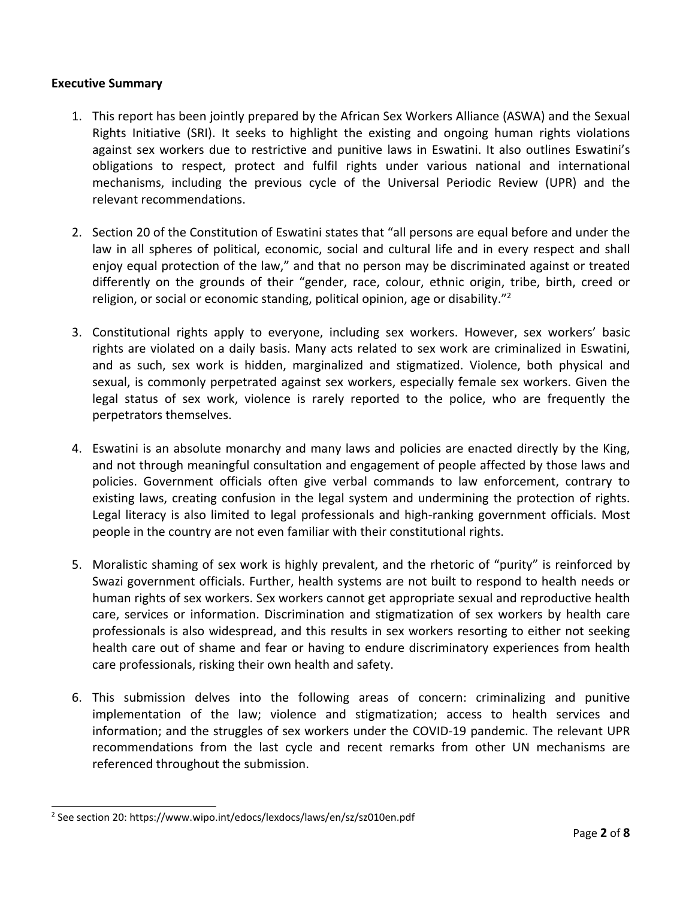**Executive Summary**

1. This report has been jointly prepared by the African Sex Workers Alliance (ASWA) and the Sexual Rights Initiative (SRI). It seeks to highlight the existing and ongoing human rights violations against sex workers due to restrictive and punitive laws in Eswatini. It also outlines Eswatini's obligations to respect, protect and fulfil rights under various national and international mechanisms, including the previous cycle of the Universal Periodic Review (UPR) and the relevant recommendations.

2. Section 20 of the Constitution of Eswatini states that "all persons are equal before and under the law in all spheres of political, economic, social and cultural life and in every respect and shall enjoy equal protection of the law," and that no person may be discriminated against or treated differently on the grounds of their "gender, race, colour, ethnic origin, tribe, birth, creed or religion, or social or economic standing, political opinion, age or disability."[2]

3. Constitutional rights apply to everyone, including sex workers. However, sex workers' basic rights are violated on a daily basis. Many acts related to sex work are criminalized in Eswatini, and as such, sex work is hidden, marginalized and stigmatized. Violence, both physical and sexual, is commonly perpetrated against sex workers, especially female sex workers. Given the legal status of sex work, violence is rarely reported to the police, who are frequently the perpetrators themselves.

4. Eswatini is an absolute monarchy and many laws and policies are enacted directly by the King, and not through meaningful consultation and engagement of people affected by those laws and policies. Government officials often give verbal commands to law enforcement, contrary to existing laws, creating confusion in the legal system and undermining the protection of rights. Legal literacy is also limited to legal professionals and high-ranking government officials. Most people in the country are not even familiar with their constitutional rights.

5. Moralistic shaming of sex work is highly prevalent, and the rhetoric of "purity" is reinforced by Swazi government officials. Further, health systems are not built to respond to health needs or human rights of sex workers. Sex workers cannot get appropriate sexual and reproductive health care, services or information. Discrimination and stigmatization of sex workers by health care professionals is also widespread, and this results in sex workers resorting to either not seeking health care out of shame and fear or having to endure discriminatory experiences from health care professionals, risking their own health and safety.

6. This submission delves into the following areas of concern: criminalizing and punitive implementation of the law; violence and stigmatization; access to health services and information; and the struggles of sex workers under the COVID-19 pandemic. The relevant UPR recommendations from the last cycle and recent remarks from other UN mechanisms are referenced throughout the submission.

---

[2] See section 20: https://www.wipo.int/edocs/lexdocs/laws/en/sz/sz010en.pdf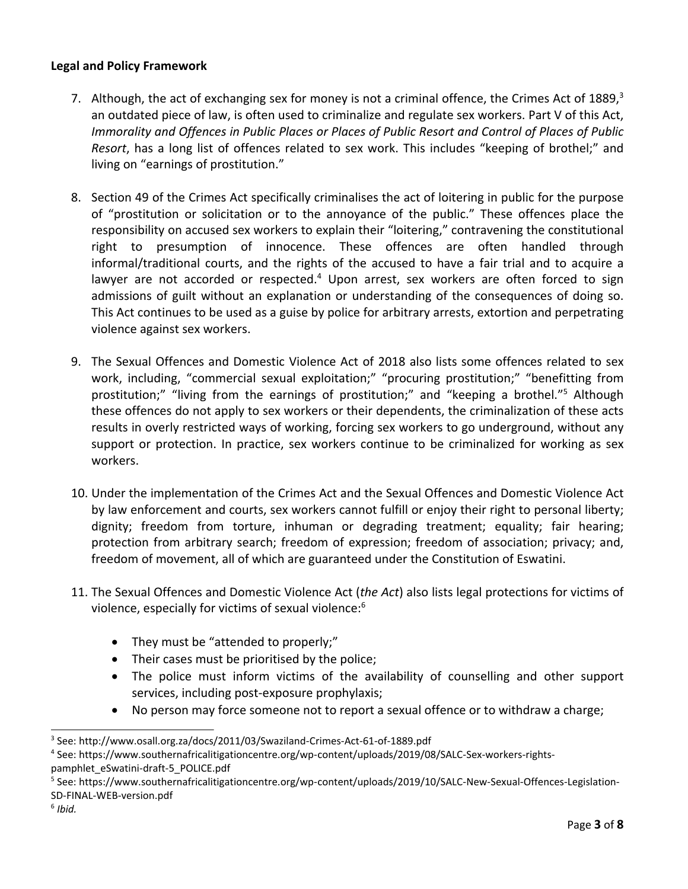**Legal and Policy Framework**

7. Although, the act of exchanging sex for money is not a criminal offence, the Crimes Act of 1889,[3] an outdated piece of law, is often used to criminalize and regulate sex workers. Part V of this Act, *Immorality and Offences in Public Places or Places of Public Resort and Control of Places of Public Resort*, has a long list of offences related to sex work. This includes "keeping of brothel;" and living on "earnings of prostitution."

8. Section 49 of the Crimes Act specifically criminalises the act of loitering in public for the purpose of "prostitution or solicitation or to the annoyance of the public." These offences place the responsibility on accused sex workers to explain their "loitering," contravening the constitutional right to presumption of innocence. These offences are often handled through informal/traditional courts, and the rights of the accused to have a fair trial and to acquire a lawyer are not accorded or respected.[4] Upon arrest, sex workers are often forced to sign admissions of guilt without an explanation or understanding of the consequences of doing so. This Act continues to be used as a guise by police for arbitrary arrests, extortion and perpetrating violence against sex workers.

9. The Sexual Offences and Domestic Violence Act of 2018 also lists some offences related to sex work, including, "commercial sexual exploitation;" "procuring prostitution;" "benefitting from prostitution;" "living from the earnings of prostitution;" and "keeping a brothel."[5] Although these offences do not apply to sex workers or their dependents, the criminalization of these acts results in overly restricted ways of working, forcing sex workers to go underground, without any support or protection. In practice, sex workers continue to be criminalized for working as sex workers.

10. Under the implementation of the Crimes Act and the Sexual Offences and Domestic Violence Act by law enforcement and courts, sex workers cannot fulfill or enjoy their right to personal liberty; dignity; freedom from torture, inhuman or degrading treatment; equality; fair hearing; protection from arbitrary search; freedom of expression; freedom of association; privacy; and, freedom of movement, all of which are guaranteed under the Constitution of Eswatini.

11. The Sexual Offences and Domestic Violence Act (*the Act*) also lists legal protections for victims of violence, especially for victims of sexual violence:[6]

    - They must be "attended to properly;"
    - Their cases must be prioritised by the police;
    - The police must inform victims of the availability of counselling and other support services, including post-exposure prophylaxis;
    - No person may force someone not to report a sexual offence or to withdraw a charge;

---

[3] See: http://www.osall.org.za/docs/2011/03/Swaziland-Crimes-Act-61-of-1889.pdf

[4] See: https://www.southernafricalitigationcentre.org/wp-content/uploads/2019/08/SALC-Sex-workers-rights-pamphlet_eSwatini-draft-5_POLICE.pdf

[5] See: https://www.southernafricalitigationcentre.org/wp-content/uploads/2019/10/SALC-New-Sexual-Offences-Legislation-SD-FINAL-WEB-version.pdf

[6] *Ibid.*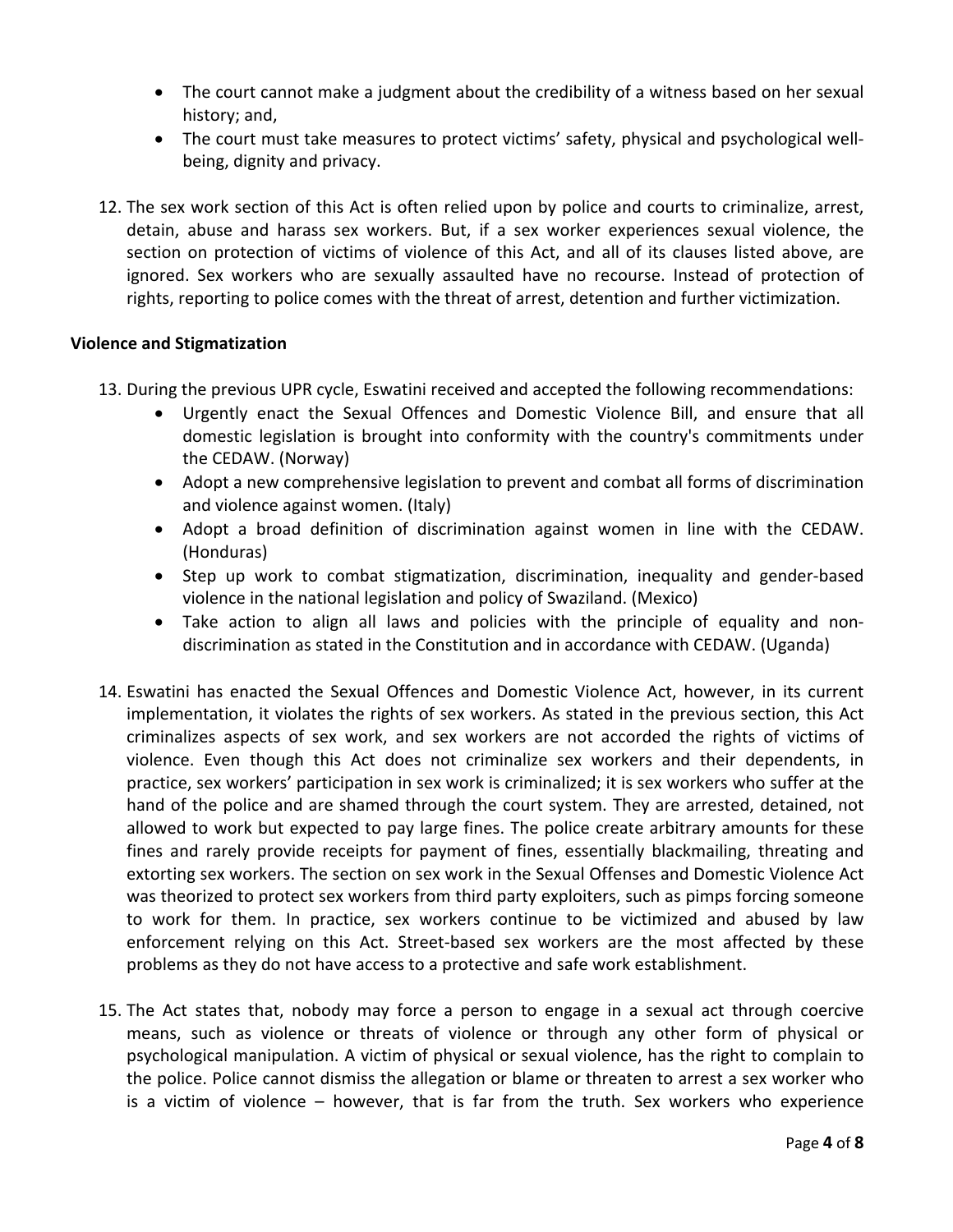- The court cannot make a judgment about the credibility of a witness based on her sexual history; and,
- The court must take measures to protect victims' safety, physical and psychological well-being, dignity and privacy.

12. The sex work section of this Act is often relied upon by police and courts to criminalize, arrest, detain, abuse and harass sex workers. But, if a sex worker experiences sexual violence, the section on protection of victims of violence of this Act, and all of its clauses listed above, are ignored. Sex workers who are sexually assaulted have no recourse. Instead of protection of rights, reporting to police comes with the threat of arrest, detention and further victimization.

**Violence and Stigmatization**

13. During the previous UPR cycle, Eswatini received and accepted the following recommendations:
    - Urgently enact the Sexual Offences and Domestic Violence Bill, and ensure that all domestic legislation is brought into conformity with the country's commitments under the CEDAW. (Norway)
    - Adopt a new comprehensive legislation to prevent and combat all forms of discrimination and violence against women. (Italy)
    - Adopt a broad definition of discrimination against women in line with the CEDAW. (Honduras)
    - Step up work to combat stigmatization, discrimination, inequality and gender-based violence in the national legislation and policy of Swaziland. (Mexico)
    - Take action to align all laws and policies with the principle of equality and non-discrimination as stated in the Constitution and in accordance with CEDAW. (Uganda)

14. Eswatini has enacted the Sexual Offences and Domestic Violence Act, however, in its current implementation, it violates the rights of sex workers. As stated in the previous section, this Act criminalizes aspects of sex work, and sex workers are not accorded the rights of victims of violence. Even though this Act does not criminalize sex workers and their dependents, in practice, sex workers' participation in sex work is criminalized; it is sex workers who suffer at the hand of the police and are shamed through the court system. They are arrested, detained, not allowed to work but expected to pay large fines. The police create arbitrary amounts for these fines and rarely provide receipts for payment of fines, essentially blackmailing, threating and extorting sex workers. The section on sex work in the Sexual Offenses and Domestic Violence Act was theorized to protect sex workers from third party exploiters, such as pimps forcing someone to work for them. In practice, sex workers continue to be victimized and abused by law enforcement relying on this Act. Street-based sex workers are the most affected by these problems as they do not have access to a protective and safe work establishment.

15. The Act states that, nobody may force a person to engage in a sexual act through coercive means, such as violence or threats of violence or through any other form of physical or psychological manipulation. A victim of physical or sexual violence, has the right to complain to the police. Police cannot dismiss the allegation or blame or threaten to arrest a sex worker who is a victim of violence – however, that is far from the truth. Sex workers who experience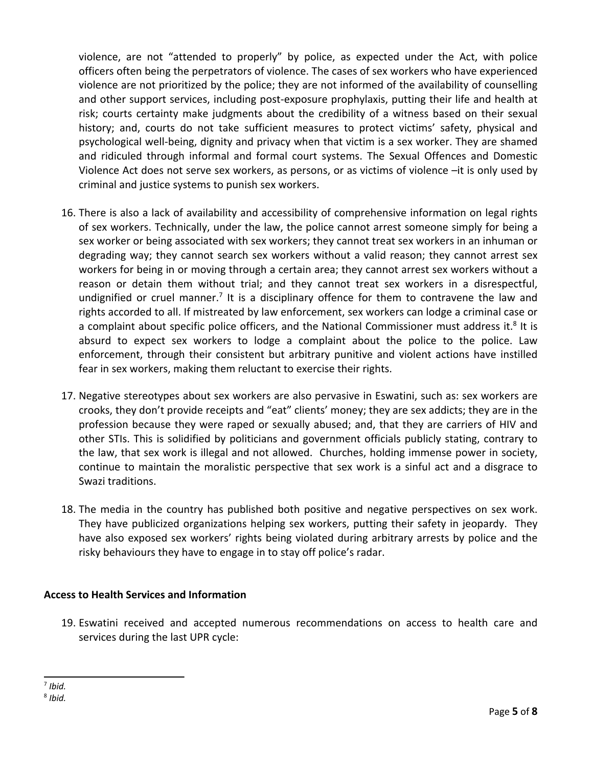violence, are not "attended to properly" by police, as expected under the Act, with police officers often being the perpetrators of violence. The cases of sex workers who have experienced violence are not prioritized by the police; they are not informed of the availability of counselling and other support services, including post-exposure prophylaxis, putting their life and health at risk; courts certainty make judgments about the credibility of a witness based on their sexual history; and, courts do not take sufficient measures to protect victims' safety, physical and psychological well-being, dignity and privacy when that victim is a sex worker. They are shamed and ridiculed through informal and formal court systems. The Sexual Offences and Domestic Violence Act does not serve sex workers, as persons, or as victims of violence –it is only used by criminal and justice systems to punish sex workers.

16. There is also a lack of availability and accessibility of comprehensive information on legal rights of sex workers. Technically, under the law, the police cannot arrest someone simply for being a sex worker or being associated with sex workers; they cannot treat sex workers in an inhuman or degrading way; they cannot search sex workers without a valid reason; they cannot arrest sex workers for being in or moving through a certain area; they cannot arrest sex workers without a reason or detain them without trial; and they cannot treat sex workers in a disrespectful, undignified or cruel manner.[7] It is a disciplinary offence for them to contravene the law and rights accorded to all. If mistreated by law enforcement, sex workers can lodge a criminal case or a complaint about specific police officers, and the National Commissioner must address it.[8] It is absurd to expect sex workers to lodge a complaint about the police to the police. Law enforcement, through their consistent but arbitrary punitive and violent actions have instilled fear in sex workers, making them reluctant to exercise their rights.

17. Negative stereotypes about sex workers are also pervasive in Eswatini, such as: sex workers are crooks, they don't provide receipts and "eat" clients' money; they are sex addicts; they are in the profession because they were raped or sexually abused; and, that they are carriers of HIV and other STIs. This is solidified by politicians and government officials publicly stating, contrary to the law, that sex work is illegal and not allowed. Churches, holding immense power in society, continue to maintain the moralistic perspective that sex work is a sinful act and a disgrace to Swazi traditions.

18. The media in the country has published both positive and negative perspectives on sex work. They have publicized organizations helping sex workers, putting their safety in jeopardy. They have also exposed sex workers' rights being violated during arbitrary arrests by police and the risky behaviours they have to engage in to stay off police's radar.

**Access to Health Services and Information**

19. Eswatini received and accepted numerous recommendations on access to health care and services during the last UPR cycle:

---

[7] *Ibid.*

[8] *Ibid.*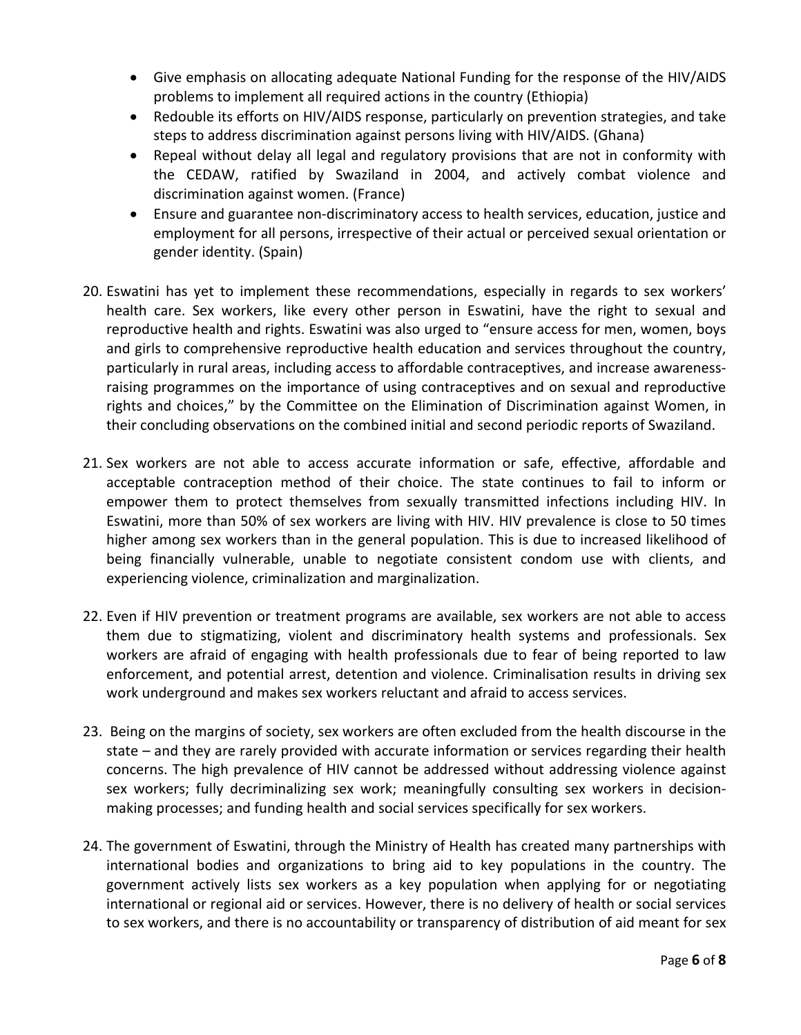- Give emphasis on allocating adequate National Funding for the response of the HIV/AIDS problems to implement all required actions in the country (Ethiopia)
- Redouble its efforts on HIV/AIDS response, particularly on prevention strategies, and take steps to address discrimination against persons living with HIV/AIDS. (Ghana)
- Repeal without delay all legal and regulatory provisions that are not in conformity with the CEDAW, ratified by Swaziland in 2004, and actively combat violence and discrimination against women. (France)
- Ensure and guarantee non-discriminatory access to health services, education, justice and employment for all persons, irrespective of their actual or perceived sexual orientation or gender identity. (Spain)

20. Eswatini has yet to implement these recommendations, especially in regards to sex workers' health care. Sex workers, like every other person in Eswatini, have the right to sexual and reproductive health and rights. Eswatini was also urged to "ensure access for men, women, boys and girls to comprehensive reproductive health education and services throughout the country, particularly in rural areas, including access to affordable contraceptives, and increase awareness-raising programmes on the importance of using contraceptives and on sexual and reproductive rights and choices," by the Committee on the Elimination of Discrimination against Women, in their concluding observations on the combined initial and second periodic reports of Swaziland.

21. Sex workers are not able to access accurate information or safe, effective, affordable and acceptable contraception method of their choice. The state continues to fail to inform or empower them to protect themselves from sexually transmitted infections including HIV. In Eswatini, more than 50% of sex workers are living with HIV. HIV prevalence is close to 50 times higher among sex workers than in the general population. This is due to increased likelihood of being financially vulnerable, unable to negotiate consistent condom use with clients, and experiencing violence, criminalization and marginalization.

22. Even if HIV prevention or treatment programs are available, sex workers are not able to access them due to stigmatizing, violent and discriminatory health systems and professionals. Sex workers are afraid of engaging with health professionals due to fear of being reported to law enforcement, and potential arrest, detention and violence. Criminalisation results in driving sex work underground and makes sex workers reluctant and afraid to access services.

23. Being on the margins of society, sex workers are often excluded from the health discourse in the state – and they are rarely provided with accurate information or services regarding their health concerns. The high prevalence of HIV cannot be addressed without addressing violence against sex workers; fully decriminalizing sex work; meaningfully consulting sex workers in decision-making processes; and funding health and social services specifically for sex workers.

24. The government of Eswatini, through the Ministry of Health has created many partnerships with international bodies and organizations to bring aid to key populations in the country. The government actively lists sex workers as a key population when applying for or negotiating international or regional aid or services. However, there is no delivery of health or social services to sex workers, and there is no accountability or transparency of distribution of aid meant for sex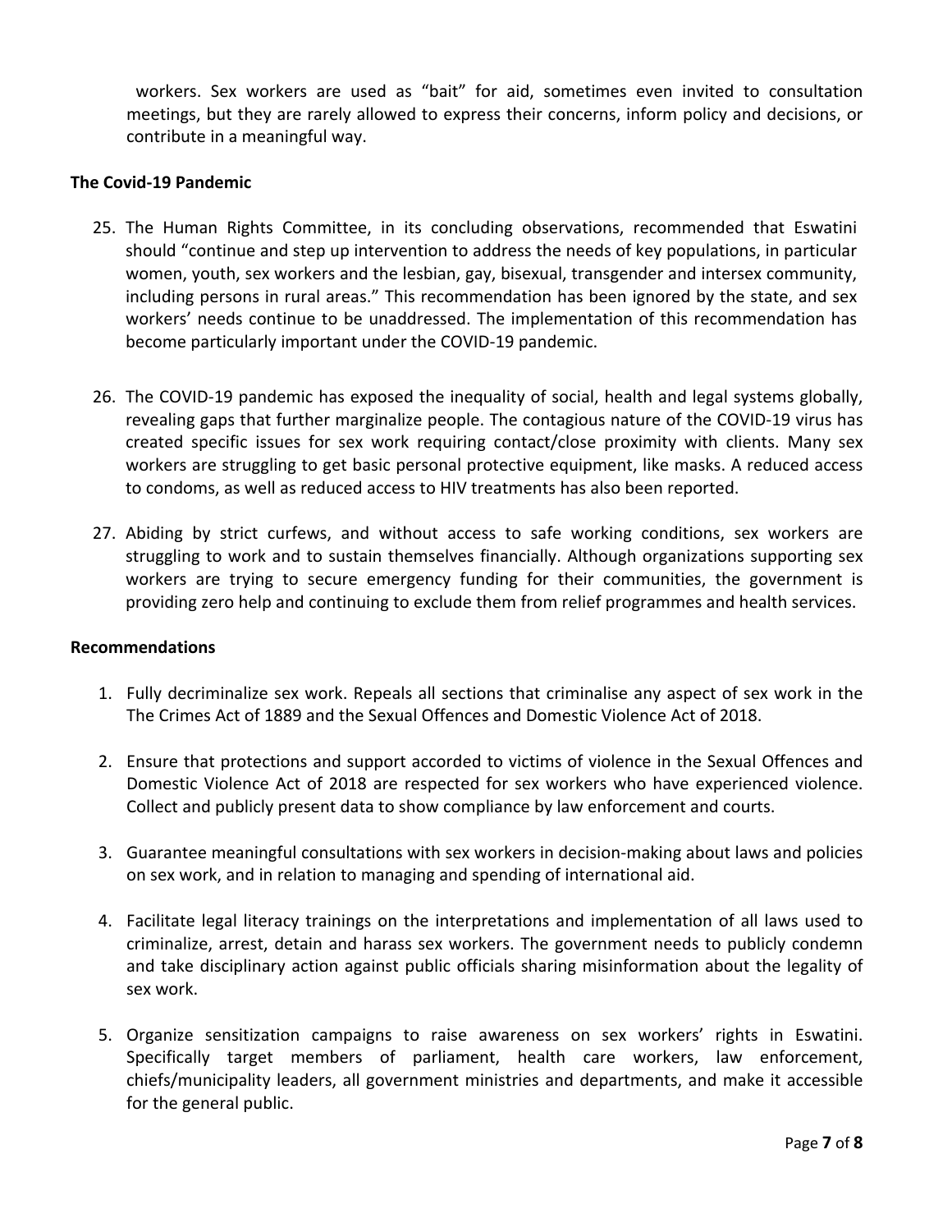workers. Sex workers are used as “bait” for aid, sometimes even invited to consultation meetings, but they are rarely allowed to express their concerns, inform policy and decisions, or contribute in a meaningful way.

**The Covid-19 Pandemic**

25. The Human Rights Committee, in its concluding observations, recommended that Eswatini should “continue and step up intervention to address the needs of key populations, in particular women, youth, sex workers and the lesbian, gay, bisexual, transgender and intersex community, including persons in rural areas.” This recommendation has been ignored by the state, and sex workers’ needs continue to be unaddressed. The implementation of this recommendation has become particularly important under the COVID-19 pandemic.

26. The COVID-19 pandemic has exposed the inequality of social, health and legal systems globally, revealing gaps that further marginalize people. The contagious nature of the COVID-19 virus has created specific issues for sex work requiring contact/close proximity with clients. Many sex workers are struggling to get basic personal protective equipment, like masks. A reduced access to condoms, as well as reduced access to HIV treatments has also been reported.

27. Abiding by strict curfews, and without access to safe working conditions, sex workers are struggling to work and to sustain themselves financially. Although organizations supporting sex workers are trying to secure emergency funding for their communities, the government is providing zero help and continuing to exclude them from relief programmes and health services.

**Recommendations**

1. Fully decriminalize sex work. Repeals all sections that criminalise any aspect of sex work in the The Crimes Act of 1889 and the Sexual Offences and Domestic Violence Act of 2018.

2. Ensure that protections and support accorded to victims of violence in the Sexual Offences and Domestic Violence Act of 2018 are respected for sex workers who have experienced violence. Collect and publicly present data to show compliance by law enforcement and courts.

3. Guarantee meaningful consultations with sex workers in decision-making about laws and policies on sex work, and in relation to managing and spending of international aid.

4. Facilitate legal literacy trainings on the interpretations and implementation of all laws used to criminalize, arrest, detain and harass sex workers. The government needs to publicly condemn and take disciplinary action against public officials sharing misinformation about the legality of sex work.

5. Organize sensitization campaigns to raise awareness on sex workers’ rights in Eswatini. Specifically target members of parliament, health care workers, law enforcement, chiefs/municipality leaders, all government ministries and departments, and make it accessible for the general public.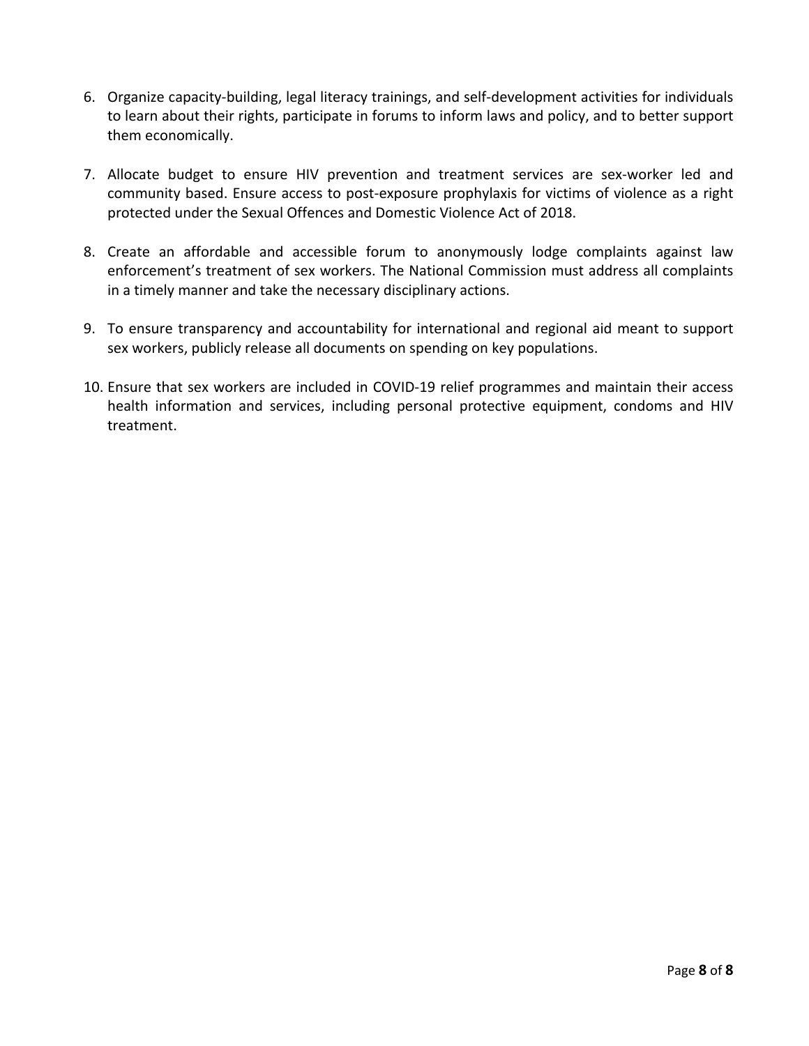6. Organize capacity-building, legal literacy trainings, and self-development activities for individuals to learn about their rights, participate in forums to inform laws and policy, and to better support them economically.

7. Allocate budget to ensure HIV prevention and treatment services are sex-worker led and community based. Ensure access to post-exposure prophylaxis for victims of violence as a right protected under the Sexual Offences and Domestic Violence Act of 2018.

8. Create an affordable and accessible forum to anonymously lodge complaints against law enforcement's treatment of sex workers. The National Commission must address all complaints in a timely manner and take the necessary disciplinary actions.

9. To ensure transparency and accountability for international and regional aid meant to support sex workers, publicly release all documents on spending on key populations.

10. Ensure that sex workers are included in COVID-19 relief programmes and maintain their access health information and services, including personal protective equipment, condoms and HIV treatment.